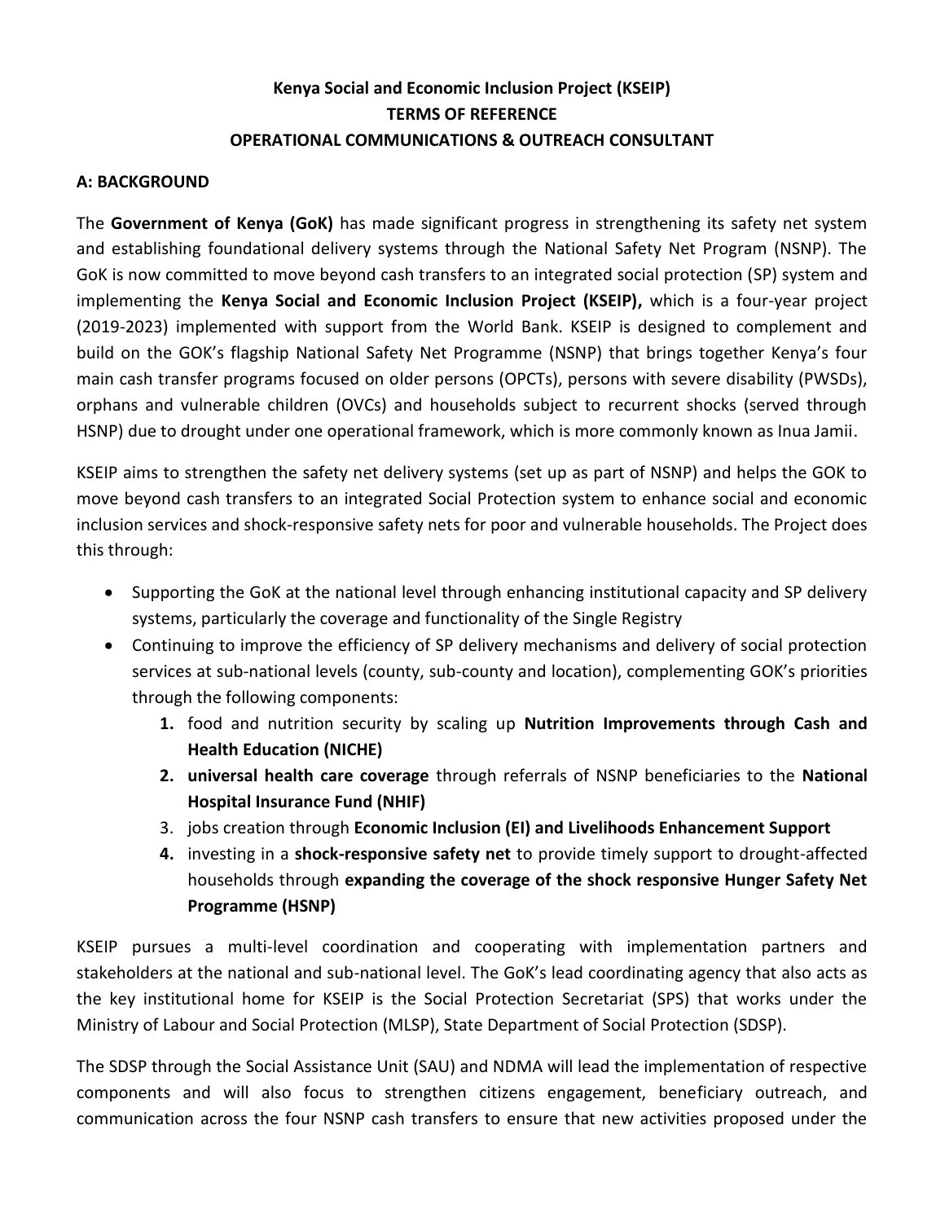# Kenya Social and Economic Inclusion Project (KSEIP)
# TERMS OF REFERENCE
# OPERATIONAL COMMUNICATIONS & OUTREACH CONSULTANT

## A: BACKGROUND

The **Government of Kenya (GoK)** has made significant progress in strengthening its safety net system and establishing foundational delivery systems through the National Safety Net Program (NSNP). The GoK is now committed to move beyond cash transfers to an integrated social protection (SP) system and implementing the **Kenya Social and Economic Inclusion Project (KSEIP),** which is a four-year project (2019-2023) implemented with support from the World Bank. KSEIP is designed to complement and build on the GOK's flagship National Safety Net Programme (NSNP) that brings together Kenya's four main cash transfer programs focused on older persons (OPCTs), persons with severe disability (PWSDs), orphans and vulnerable children (OVCs) and households subject to recurrent shocks (served through HSNP) due to drought under one operational framework, which is more commonly known as Inua Jamii.

KSEIP aims to strengthen the safety net delivery systems (set up as part of NSNP) and helps the GOK to move beyond cash transfers to an integrated Social Protection system to enhance social and economic inclusion services and shock-responsive safety nets for poor and vulnerable households. The Project does this through:

- Supporting the GoK at the national level through enhancing institutional capacity and SP delivery systems, particularly the coverage and functionality of the Single Registry
- Continuing to improve the efficiency of SP delivery mechanisms and delivery of social protection services at sub-national levels (county, sub-county and location), complementing GOK's priorities through the following components:
    1. food and nutrition security by scaling up **Nutrition Improvements through Cash and Health Education (NICHE)**
    2. **universal health care coverage** through referrals of NSNP beneficiaries to the **National Hospital Insurance Fund (NHIF)**
    3. jobs creation through **Economic Inclusion (EI) and Livelihoods Enhancement Support**
    4. investing in a **shock-responsive safety net** to provide timely support to drought-affected households through **expanding the coverage of the shock responsive Hunger Safety Net Programme (HSNP)**

KSEIP pursues a multi-level coordination and cooperating with implementation partners and stakeholders at the national and sub-national level. The GoK's lead coordinating agency that also acts as the key institutional home for KSEIP is the Social Protection Secretariat (SPS) that works under the Ministry of Labour and Social Protection (MLSP), State Department of Social Protection (SDSP).

The SDSP through the Social Assistance Unit (SAU) and NDMA will lead the implementation of respective components and will also focus to strengthen citizens engagement, beneficiary outreach, and communication across the four NSNP cash transfers to ensure that new activities proposed under the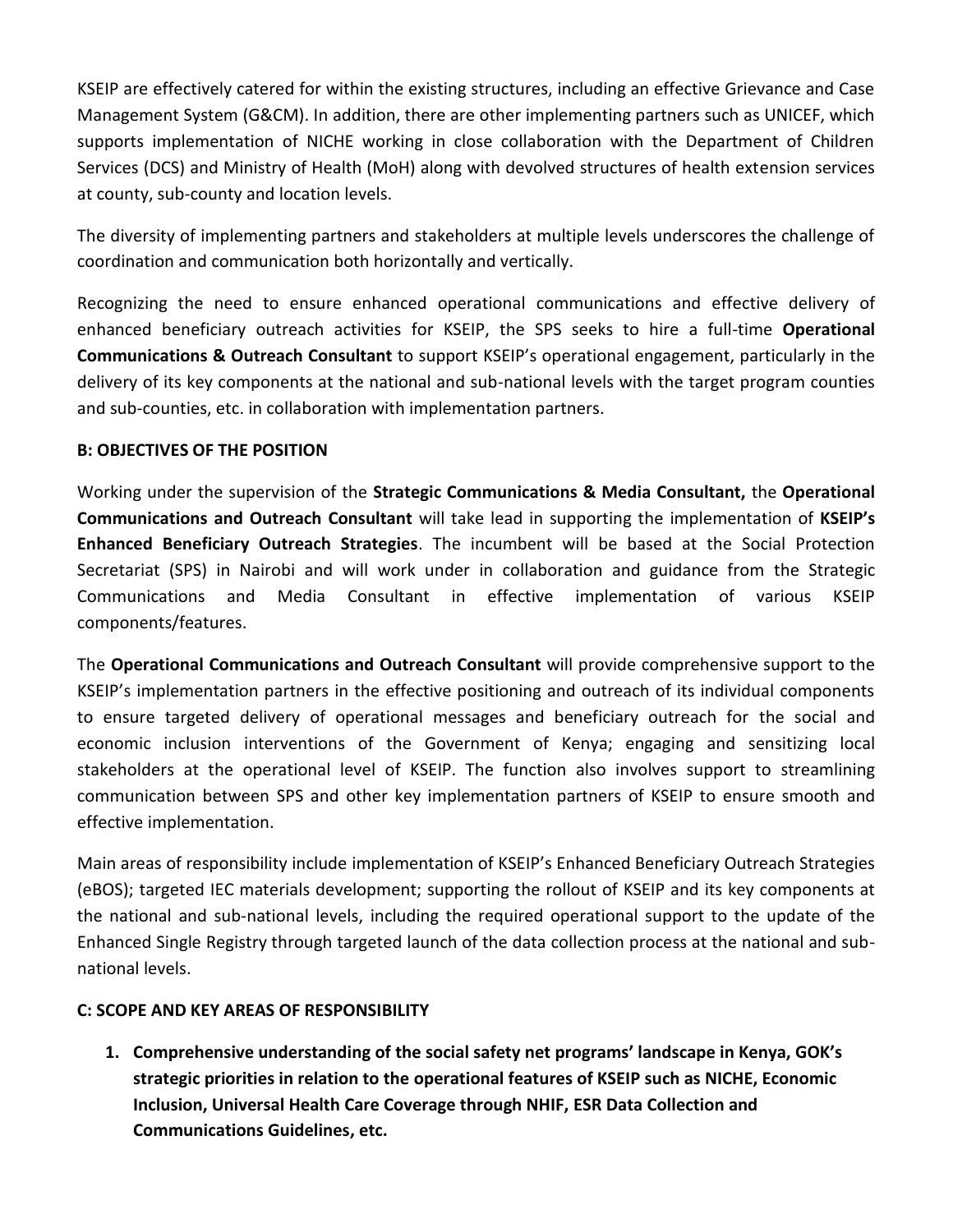KSEIP are effectively catered for within the existing structures, including an effective Grievance and Case Management System (G&CM). In addition, there are other implementing partners such as UNICEF, which supports implementation of NICHE working in close collaboration with the Department of Children Services (DCS) and Ministry of Health (MoH) along with devolved structures of health extension services at county, sub-county and location levels.

The diversity of implementing partners and stakeholders at multiple levels underscores the challenge of coordination and communication both horizontally and vertically.

Recognizing the need to ensure enhanced operational communications and effective delivery of enhanced beneficiary outreach activities for KSEIP, the SPS seeks to hire a full-time **Operational Communications & Outreach Consultant** to support KSEIP's operational engagement, particularly in the delivery of its key components at the national and sub-national levels with the target program counties and sub-counties, etc. in collaboration with implementation partners.

### B: OBJECTIVES OF THE POSITION

Working under the supervision of the **Strategic Communications & Media Consultant,** the **Operational Communications and Outreach Consultant** will take lead in supporting the implementation of **KSEIP's Enhanced Beneficiary Outreach Strategies**. The incumbent will be based at the Social Protection Secretariat (SPS) in Nairobi and will work under in collaboration and guidance from the Strategic Communications and Media Consultant in effective implementation of various KSEIP components/features.

The **Operational Communications and Outreach Consultant** will provide comprehensive support to the KSEIP's implementation partners in the effective positioning and outreach of its individual components to ensure targeted delivery of operational messages and beneficiary outreach for the social and economic inclusion interventions of the Government of Kenya; engaging and sensitizing local stakeholders at the operational level of KSEIP. The function also involves support to streamlining communication between SPS and other key implementation partners of KSEIP to ensure smooth and effective implementation.

Main areas of responsibility include implementation of KSEIP's Enhanced Beneficiary Outreach Strategies (eBOS); targeted IEC materials development; supporting the rollout of KSEIP and its key components at the national and sub-national levels, including the required operational support to the update of the Enhanced Single Registry through targeted launch of the data collection process at the national and sub-national levels.

### C: SCOPE AND KEY AREAS OF RESPONSIBILITY

1. **Comprehensive understanding of the social safety net programs' landscape in Kenya, GOK's strategic priorities in relation to the operational features of KSEIP such as NICHE, Economic Inclusion, Universal Health Care Coverage through NHIF, ESR Data Collection and Communications Guidelines, etc.**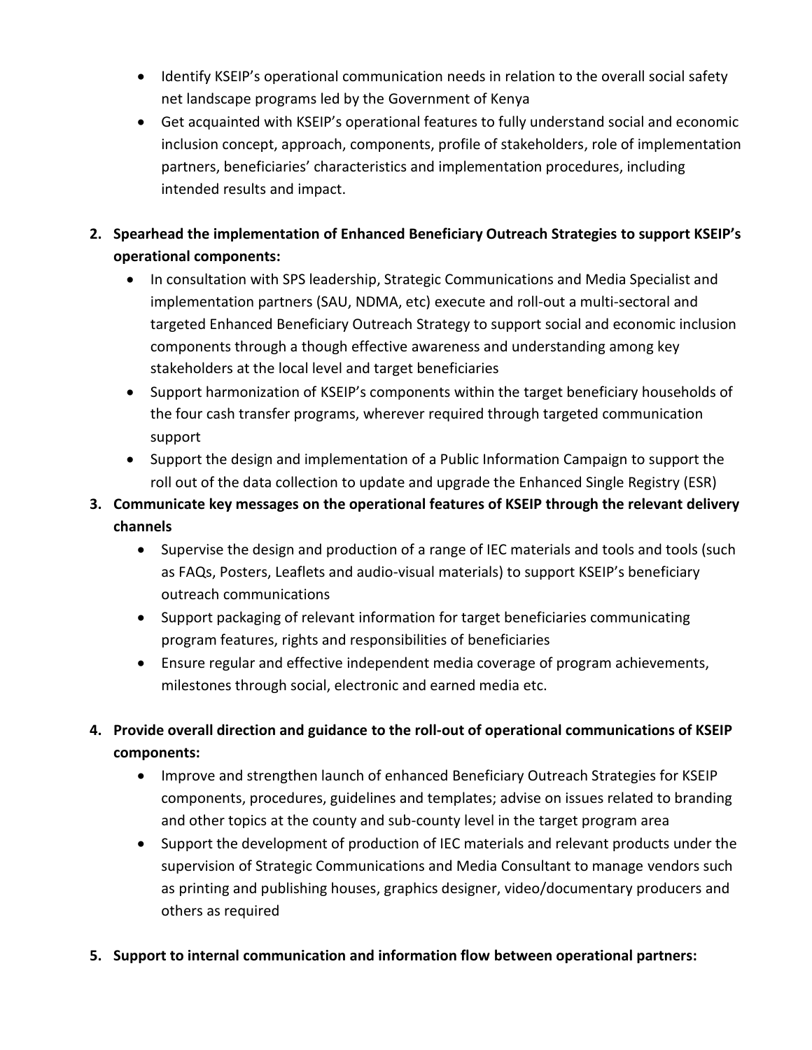- Identify KSEIP's operational communication needs in relation to the overall social safety net landscape programs led by the Government of Kenya
- Get acquainted with KSEIP's operational features to fully understand social and economic inclusion concept, approach, components, profile of stakeholders, role of implementation partners, beneficiaries' characteristics and implementation procedures, including intended results and impact.

2. **Spearhead the implementation of Enhanced Beneficiary Outreach Strategies to support KSEIP's operational components:**
   - In consultation with SPS leadership, Strategic Communications and Media Specialist and implementation partners (SAU, NDMA, etc) execute and roll-out a multi-sectoral and targeted Enhanced Beneficiary Outreach Strategy to support social and economic inclusion components through a though effective awareness and understanding among key stakeholders at the local level and target beneficiaries
   - Support harmonization of KSEIP's components within the target beneficiary households of the four cash transfer programs, wherever required through targeted communication support
   - Support the design and implementation of a Public Information Campaign to support the roll out of the data collection to update and upgrade the Enhanced Single Registry (ESR)
3. **Communicate key messages on the operational features of KSEIP through the relevant delivery channels**
   - Supervise the design and production of a range of IEC materials and tools and tools (such as FAQs, Posters, Leaflets and audio-visual materials) to support KSEIP's beneficiary outreach communications
   - Support packaging of relevant information for target beneficiaries communicating program features, rights and responsibilities of beneficiaries
   - Ensure regular and effective independent media coverage of program achievements, milestones through social, electronic and earned media etc.

4. **Provide overall direction and guidance to the roll-out of operational communications of KSEIP components:**
   - Improve and strengthen launch of enhanced Beneficiary Outreach Strategies for KSEIP components, procedures, guidelines and templates; advise on issues related to branding and other topics at the county and sub-county level in the target program area
   - Support the development of production of IEC materials and relevant products under the supervision of Strategic Communications and Media Consultant to manage vendors such as printing and publishing houses, graphics designer, video/documentary producers and others as required

5. **Support to internal communication and information flow between operational partners:**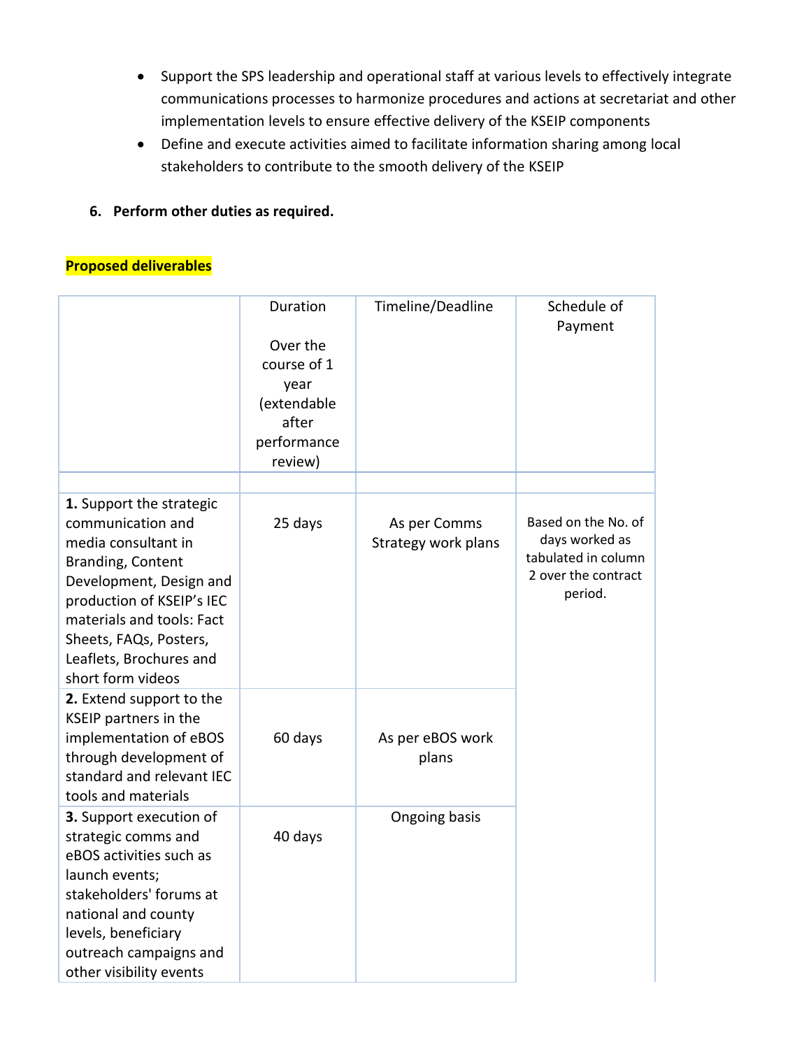- Support the SPS leadership and operational staff at various levels to effectively integrate communications processes to harmonize procedures and actions at secretariat and other implementation levels to ensure effective delivery of the KSEIP components
- Define and execute activities aimed to facilitate information sharing among local stakeholders to contribute to the smooth delivery of the KSEIP

6. **Perform other duties as required.**

**Proposed deliverables**

| | Duration<br><br>Over the course of 1 year (extendable after performance review) | Timeline/Deadline | Schedule of Payment |
|---|---|---|---|
| | | | |
| **1.** Support the strategic communication and media consultant in Branding, Content Development, Design and production of KSEIP's IEC materials and tools: Fact Sheets, FAQs, Posters, Leaflets, Brochures and short form videos | 25 days | As per Comms Strategy work plans | Based on the No. of days worked as tabulated in column 2 over the contract period. |
| **2.** Extend support to the KSEIP partners in the implementation of eBOS through development of standard and relevant IEC tools and materials | 60 days | As per eBOS work plans | |
| **3.** Support execution of strategic comms and eBOS activities such as launch events; stakeholders' forums at national and county levels, beneficiary outreach campaigns and other visibility events | 40 days | Ongoing basis | |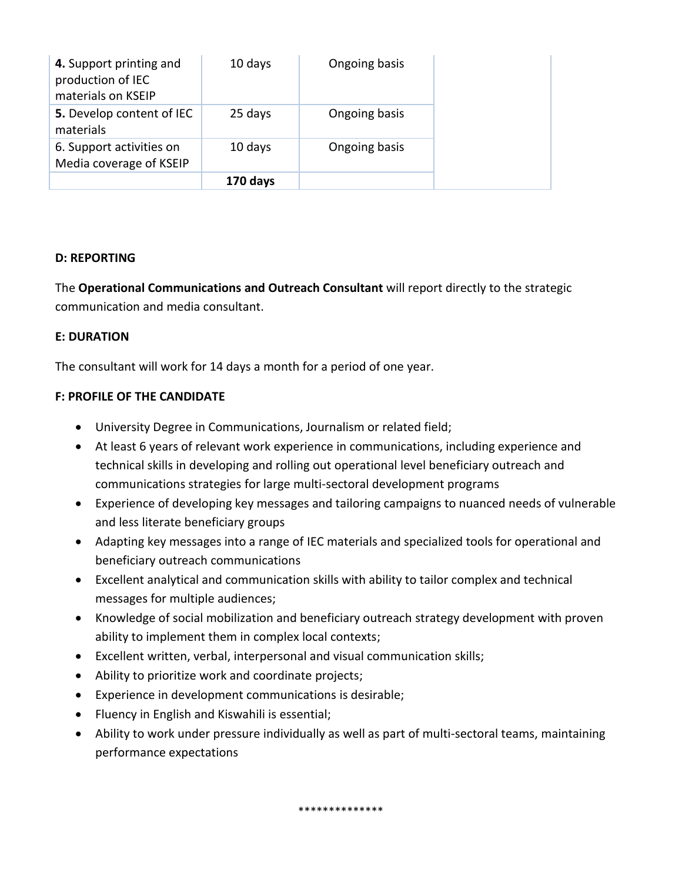| | | | |
|---|---|---|---|
| **4.** Support printing and production of IEC materials on KSEIP | 10 days | Ongoing basis | |
| **5.** Develop content of IEC materials | 25 days | Ongoing basis | |
| 6. Support activities on Media coverage of KSEIP | 10 days | Ongoing basis | |
| | **170 days** | | |

**D: REPORTING**

The **Operational Communications and Outreach Consultant** will report directly to the strategic communication and media consultant.

**E: DURATION**

The consultant will work for 14 days a month for a period of one year.

**F: PROFILE OF THE CANDIDATE**

- University Degree in Communications, Journalism or related field;
- At least 6 years of relevant work experience in communications, including experience and technical skills in developing and rolling out operational level beneficiary outreach and communications strategies for large multi-sectoral development programs
- Experience of developing key messages and tailoring campaigns to nuanced needs of vulnerable and less literate beneficiary groups
- Adapting key messages into a range of IEC materials and specialized tools for operational and beneficiary outreach communications
- Excellent analytical and communication skills with ability to tailor complex and technical messages for multiple audiences;
- Knowledge of social mobilization and beneficiary outreach strategy development with proven ability to implement them in complex local contexts;
- Excellent written, verbal, interpersonal and visual communication skills;
- Ability to prioritize work and coordinate projects;
- Experience in development communications is desirable;
- Fluency in English and Kiswahili is essential;
- Ability to work under pressure individually as well as part of multi-sectoral teams, maintaining performance expectations

**************